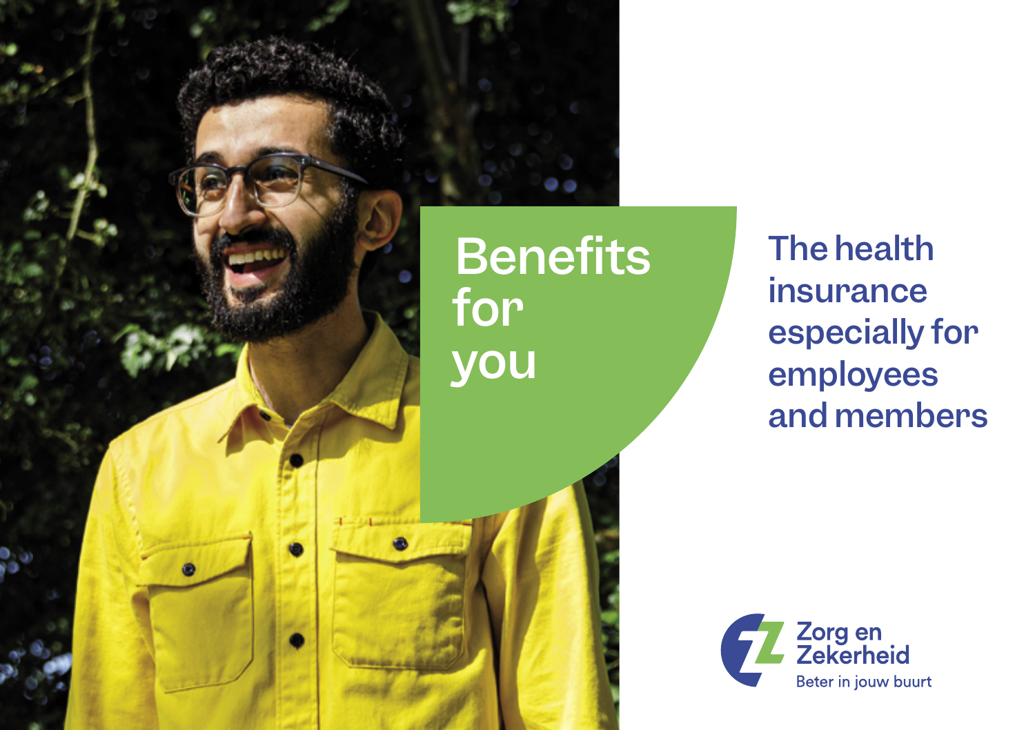# Benefits for you

## The health insurance especially for employees and members

Zorg en Zekerheid

Beter in jouw buurt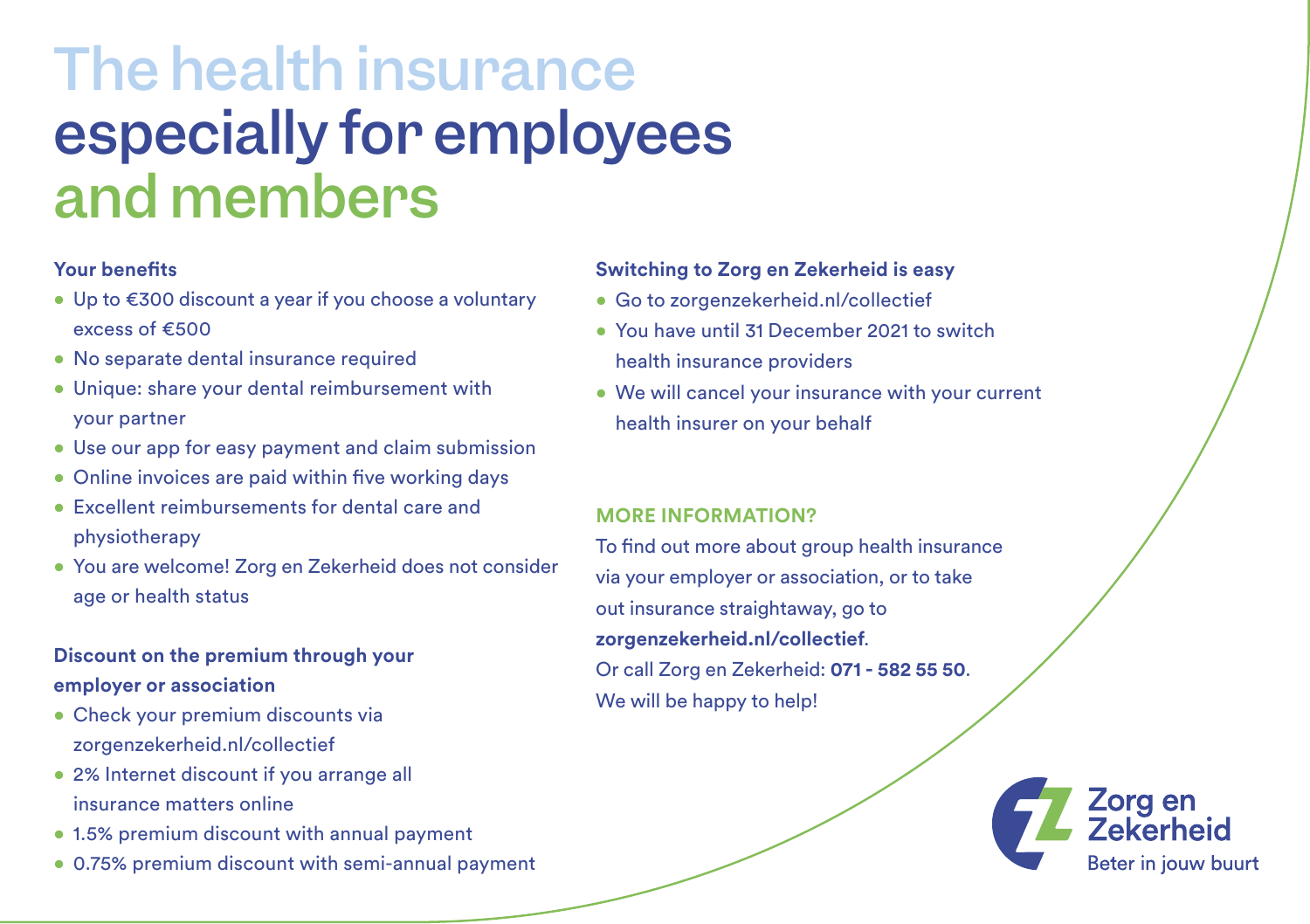# The health insurance especially for employees and members

### Your benefits

- Up to €300 discount a year if you choose a voluntary excess of €500
- No separate dental insurance required
- Unique: share your dental reimbursement with your partner
- Use our app for easy payment and claim submission
- Online invoices are paid within five working days
- Excellent reimbursements for dental care and physiotherapy
- You are welcome! Zorg en Zekerheid does not consider age or health status

### Discount on the premium through your employer or association

- Check your premium discounts via zorgenzekerheid.nl/collectief
- 2% Internet discount if you arrange all insurance matters online
- 1.5% premium discount with annual payment
- 0.75% premium discount with semi-annual payment

### Switching to Zorg en Zekerheid is easy

- Go to zorgenzekerheid.nl/collectief
- You have until 31 December 2021 to switch health insurance providers
- We will cancel your insurance with your current health insurer on your behalf

### MORE INFORMATION?

To find out more about group health insurance via your employer or association, or to take out insurance straightaway, go to **zorgenzekerheid.nl/collectief**.
Or call Zorg en Zekerheid: **071 - 582 55 50**.
We will be happy to help!

Zorg en Zekerheid
Beter in jouw buurt